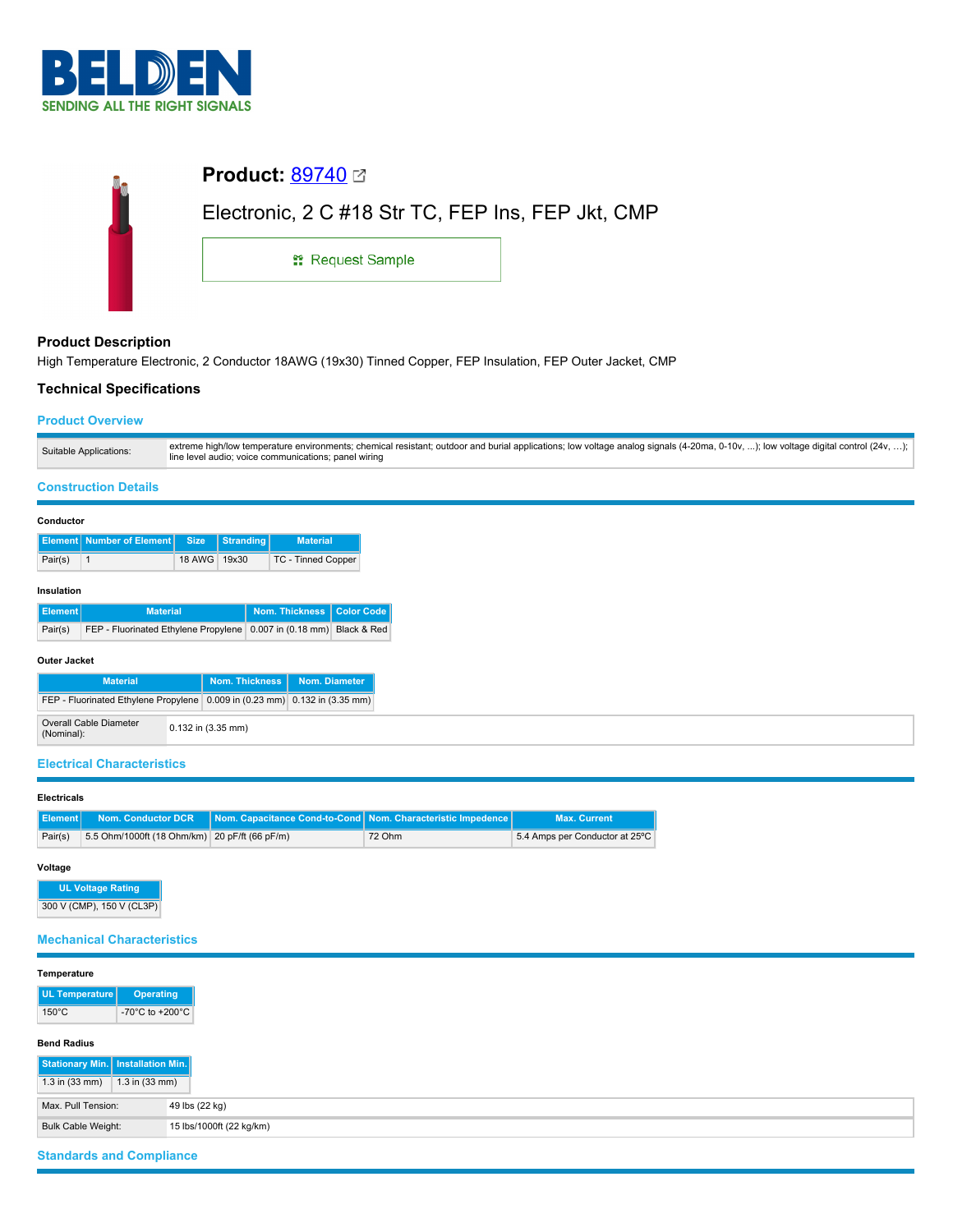# Product: 89740

Electronic, 2 C #18 Str TC, FEP Ins, FEP Jkt, CMP

Request Sample

## Product Description

High Temperature Electronic, 2 Conductor 18AWG (19x30) Tinned Copper, FEP Insulation, FEP Outer Jacket, CMP

## Technical Specifications

### Product Overview

| | |
|---|---|
| Suitable Applications: | extreme high/low temperature environments; chemical resistant; outdoor and burial applications; low voltage analog signals (4-20ma, 0-10v, ...); low voltage digital control (24v, ...); line level audio; voice communications; panel wiring |

### Construction Details

**Conductor**

| Element | Number of Element | Size | Stranding | Material |
|---|---|---|---|---|
| Pair(s) | 1 | 18 AWG | 19x30 | TC - Tinned Copper |

**Insulation**

| Element | Material | Nom. Thickness | Color Code |
|---|---|---|---|
| Pair(s) | FEP - Fluorinated Ethylene Propylene | 0.007 in (0.18 mm) | Black & Red |

**Outer Jacket**

| Material | Nom. Thickness | Nom. Diameter |
|---|---|---|
| FEP - Fluorinated Ethylene Propylene | 0.009 in (0.23 mm) | 0.132 in (3.35 mm) |

| | |
|---|---|
| Overall Cable Diameter (Nominal): | 0.132 in (3.35 mm) |

### Electrical Characteristics

**Electricals**

| Element | Nom. Conductor DCR | Nom. Capacitance Cond-to-Cond | Nom. Characteristic Impedence | Max. Current |
|---|---|---|---|---|
| Pair(s) | 5.5 Ohm/1000ft (18 Ohm/km) | 20 pF/ft (66 pF/m) | 72 Ohm | 5.4 Amps per Conductor at 25ºC |

**Voltage**

| UL Voltage Rating |
|---|
| 300 V (CMP), 150 V (CL3P) |

### Mechanical Characteristics

**Temperature**

| UL Temperature | Operating |
|---|---|
| 150°C | -70°C to +200°C |

**Bend Radius**

| Stationary Min. | Installation Min. |
|---|---|
| 1.3 in (33 mm) | 1.3 in (33 mm) |

| | |
|---|---|
| Max. Pull Tension: | 49 lbs (22 kg) |
| Bulk Cable Weight: | 15 lbs/1000ft (22 kg/km) |

### Standards and Compliance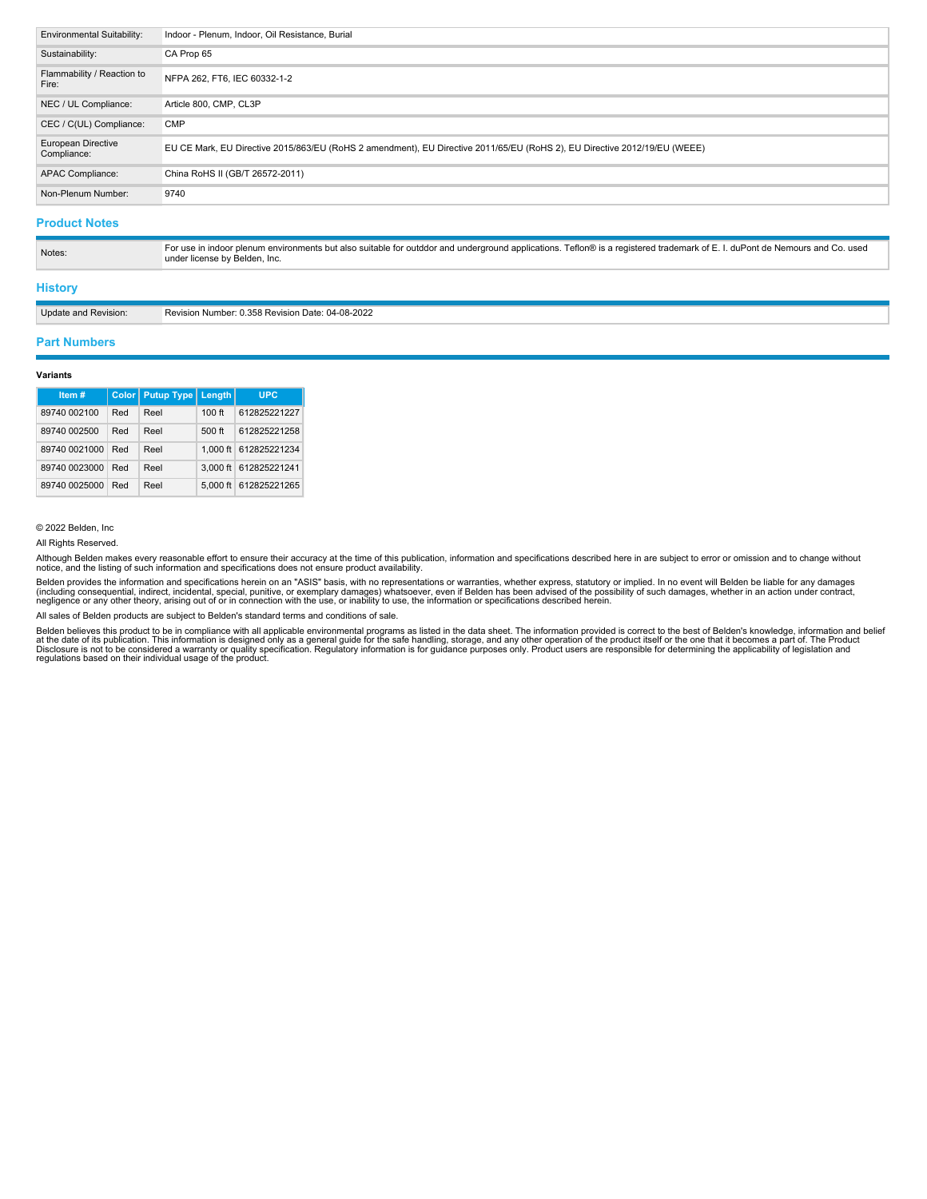| | |
|---|---|
| Environmental Suitability: | Indoor - Plenum, Indoor, Oil Resistance, Burial |
| Sustainability: | CA Prop 65 |
| Flammability / Reaction to Fire: | NFPA 262, FT6, IEC 60332-1-2 |
| NEC / UL Compliance: | Article 800, CMP, CL3P |
| CEC / C(UL) Compliance: | CMP |
| European Directive Compliance: | EU CE Mark, EU Directive 2015/863/EU (RoHS 2 amendment), EU Directive 2011/65/EU (RoHS 2), EU Directive 2012/19/EU (WEEE) |
| APAC Compliance: | China RoHS II (GB/T 26572-2011) |
| Non-Plenum Number: | 9740 |

## Product Notes

| | |
|---|---|
| Notes: | For use in indoor plenum environments but also suitable for outddor and underground applications. Teflon® is a registered trademark of E. I. duPont de Nemours and Co. used under license by Belden, Inc. |

## History

| | |
|---|---|
| Update and Revision: | Revision Number: 0.358 Revision Date: 04-08-2022 |

## Part Numbers

**Variants**

| Item # | Color | Putup Type | Length | UPC |
|---|---|---|---|---|
| 89740 002100 | Red | Reel | 100 ft | 612825221227 |
| 89740 002500 | Red | Reel | 500 ft | 612825221258 |
| 89740 0021000 | Red | Reel | 1,000 ft | 612825221234 |
| 89740 0023000 | Red | Reel | 3,000 ft | 612825221241 |
| 89740 0025000 | Red | Reel | 5,000 ft | 612825221265 |

© 2022 Belden, Inc

All Rights Reserved.

Although Belden makes every reasonable effort to ensure their accuracy at the time of this publication, information and specifications described here in are subject to error or omission and to change without notice, and the listing of such information and specifications does not ensure product availability.

Belden provides the information and specifications herein on an "ASIS" basis, with no representations or warranties, whether express, statutory or implied. In no event will Belden be liable for any damages (including consequential, indirect, incidental, special, punitive, or exemplary damages) whatsoever, even if Belden has been advised of the possibility of such damages, whether in an action under contract, negligence or any other theory, arising out of or in connection with the use, or inability to use, the information or specifications described herein.

All sales of Belden products are subject to Belden's standard terms and conditions of sale.

Belden believes this product to be in compliance with all applicable environmental programs as listed in the data sheet. The information provided is correct to the best of Belden's knowledge, information and belief at the date of its publication. This information is designed only as a general guide for the safe handling, storage, and any other operation of the product itself or the one that it becomes a part of. The Product Disclosure is not to be considered a warranty or quality specification. Regulatory information is for guidance purposes only. Product users are responsible for determining the applicability of legislation and regulations based on their individual usage of the product.